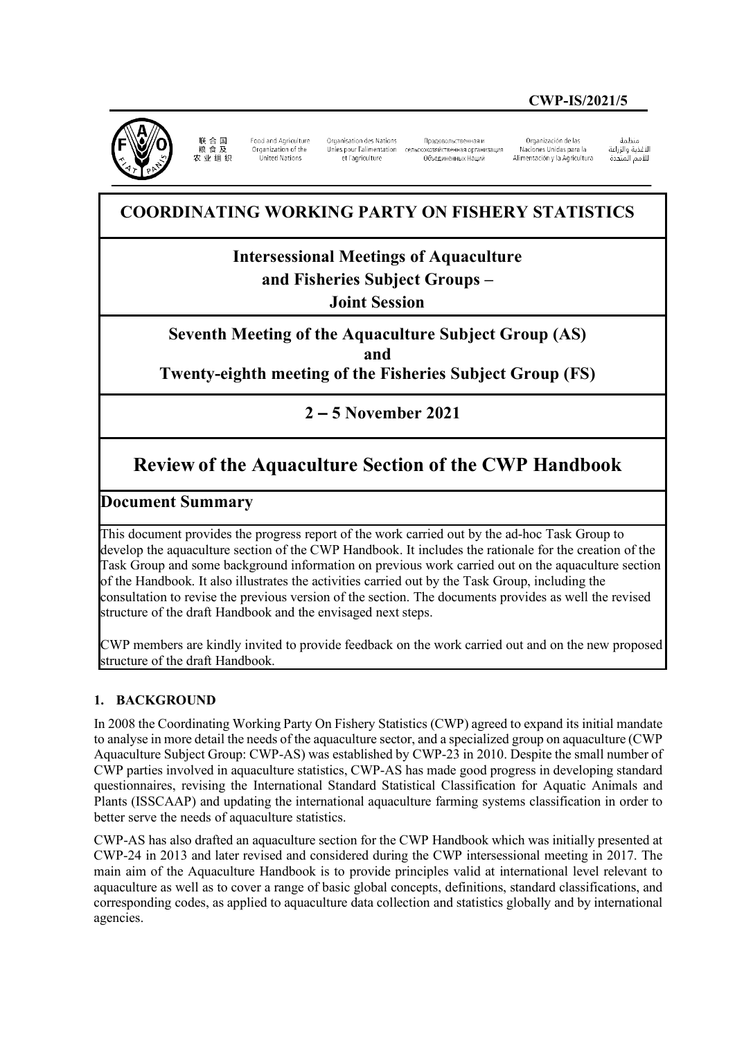CWP-IS/2021/5

联合国粮食及农业组织 | Food and Agriculture Organization of the United Nations | Organisation des Nations Unies pour l'alimentation et l'agriculture | Продовольственная и сельскохозяйственная организация Объединенных Наций | Organización de las Naciones Unidas para la Alimentación y la Agricultura | منظمة الأغذية والزراعة للأمم المتحدة

# COORDINATING WORKING PARTY ON FISHERY STATISTICS

## Intersessional Meetings of Aquaculture and Fisheries Subject Groups – Joint Session

## Seventh Meeting of the Aquaculture Subject Group (AS) and Twenty-eighth meeting of the Fisheries Subject Group (FS)

## 2 – 5 November 2021

# Review of the Aquaculture Section of the CWP Handbook

## Document Summary

This document provides the progress report of the work carried out by the ad-hoc Task Group to develop the aquaculture section of the CWP Handbook. It includes the rationale for the creation of the Task Group and some background information on previous work carried out on the aquaculture section of the Handbook. It also illustrates the activities carried out by the Task Group, including the consultation to revise the previous version of the section. The documents provides as well the revised structure of the draft Handbook and the envisaged next steps.

CWP members are kindly invited to provide feedback on the work carried out and on the new proposed structure of the draft Handbook.

### 1. BACKGROUND

In 2008 the Coordinating Working Party On Fishery Statistics (CWP) agreed to expand its initial mandate to analyse in more detail the needs of the aquaculture sector, and a specialized group on aquaculture (CWP Aquaculture Subject Group: CWP-AS) was established by CWP-23 in 2010. Despite the small number of CWP parties involved in aquaculture statistics, CWP-AS has made good progress in developing standard questionnaires, revising the International Standard Statistical Classification for Aquatic Animals and Plants (ISSCAAP) and updating the international aquaculture farming systems classification in order to better serve the needs of aquaculture statistics.

CWP-AS has also drafted an aquaculture section for the CWP Handbook which was initially presented at CWP-24 in 2013 and later revised and considered during the CWP intersessional meeting in 2017. The main aim of the Aquaculture Handbook is to provide principles valid at international level relevant to aquaculture as well as to cover a range of basic global concepts, definitions, standard classifications, and corresponding codes, as applied to aquaculture data collection and statistics globally and by international agencies.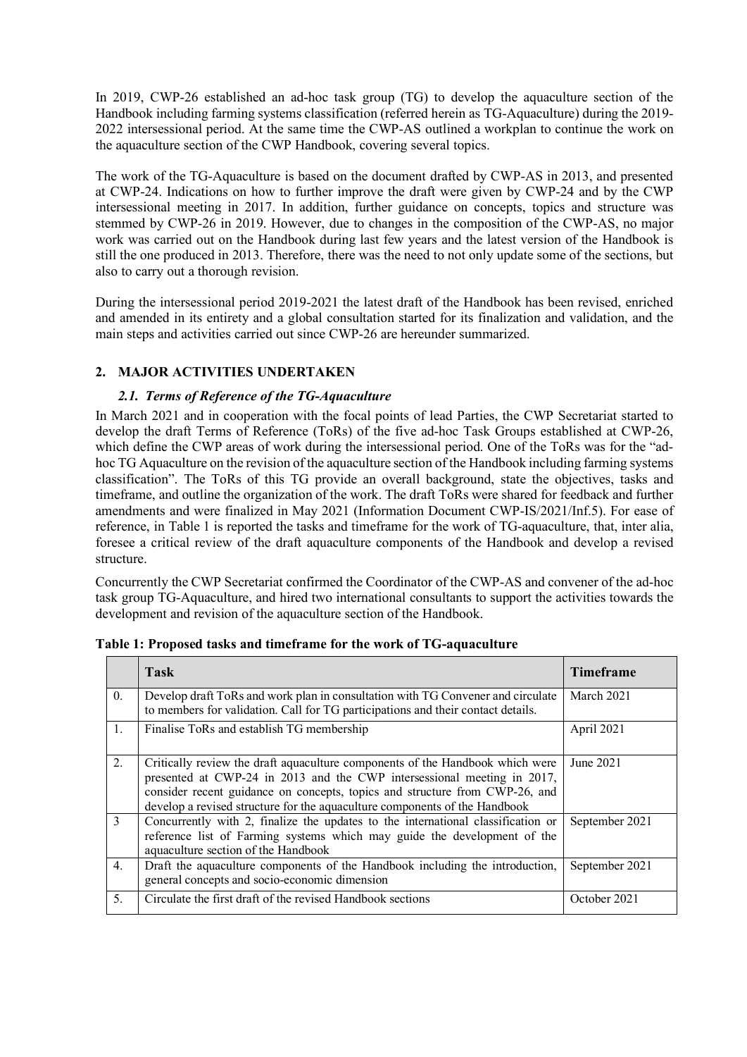In 2019, CWP-26 established an ad-hoc task group (TG) to develop the aquaculture section of the Handbook including farming systems classification (referred herein as TG-Aquaculture) during the 2019-2022 intersessional period. At the same time the CWP-AS outlined a workplan to continue the work on the aquaculture section of the CWP Handbook, covering several topics.

The work of the TG-Aquaculture is based on the document drafted by CWP-AS in 2013, and presented at CWP-24. Indications on how to further improve the draft were given by CWP-24 and by the CWP intersessional meeting in 2017. In addition, further guidance on concepts, topics and structure was stemmed by CWP-26 in 2019. However, due to changes in the composition of the CWP-AS, no major work was carried out on the Handbook during last few years and the latest version of the Handbook is still the one produced in 2013. Therefore, there was the need to not only update some of the sections, but also to carry out a thorough revision.

During the intersessional period 2019-2021 the latest draft of the Handbook has been revised, enriched and amended in its entirety and a global consultation started for its finalization and validation, and the main steps and activities carried out since CWP-26 are hereunder summarized.

## 2. MAJOR ACTIVITIES UNDERTAKEN

### *2.1. Terms of Reference of the TG-Aquaculture*

In March 2021 and in cooperation with the focal points of lead Parties, the CWP Secretariat started to develop the draft Terms of Reference (ToRs) of the five ad-hoc Task Groups established at CWP-26, which define the CWP areas of work during the intersessional period. One of the ToRs was for the "ad-hoc TG Aquaculture on the revision of the aquaculture section of the Handbook including farming systems classification". The ToRs of this TG provide an overall background, state the objectives, tasks and timeframe, and outline the organization of the work. The draft ToRs were shared for feedback and further amendments and were finalized in May 2021 (Information Document CWP-IS/2021/Inf.5). For ease of reference, in Table 1 is reported the tasks and timeframe for the work of TG-aquaculture, that, inter alia, foresee a critical review of the draft aquaculture components of the Handbook and develop a revised structure.

Concurrently the CWP Secretariat confirmed the Coordinator of the CWP-AS and convener of the ad-hoc task group TG-Aquaculture, and hired two international consultants to support the activities towards the development and revision of the aquaculture section of the Handbook.

**Table 1: Proposed tasks and timeframe for the work of TG-aquaculture**

| | Task | Timeframe |
|---|---|---|
| 0. | Develop draft ToRs and work plan in consultation with TG Convener and circulate to members for validation. Call for TG participations and their contact details. | March 2021 |
| 1. | Finalise ToRs and establish TG membership | April 2021 |
| 2. | Critically review the draft aquaculture components of the Handbook which were presented at CWP-24 in 2013 and the CWP intersessional meeting in 2017, consider recent guidance on concepts, topics and structure from CWP-26, and develop a revised structure for the aquaculture components of the Handbook | June 2021 |
| 3 | Concurrently with 2, finalize the updates to the international classification or reference list of Farming systems which may guide the development of the aquaculture section of the Handbook | September 2021 |
| 4. | Draft the aquaculture components of the Handbook including the introduction, general concepts and socio-economic dimension | September 2021 |
| 5. | Circulate the first draft of the revised Handbook sections | October 2021 |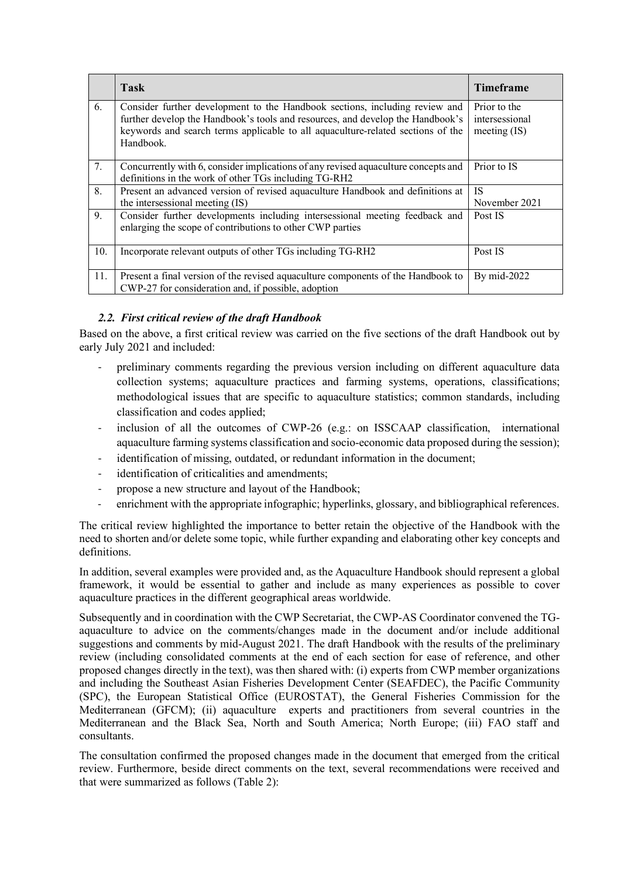|  | Task | Timeframe |
| --- | --- | --- |
| 6. | Consider further development to the Handbook sections, including review and further develop the Handbook's tools and resources, and develop the Handbook's keywords and search terms applicable to all aquaculture-related sections of the Handbook. | Prior to the intersessional meeting (IS) |
| 7. | Concurrently with 6, consider implications of any revised aquaculture concepts and definitions in the work of other TGs including TG-RH2 | Prior to IS |
| 8. | Present an advanced version of revised aquaculture Handbook and definitions at the intersessional meeting (IS) | IS November 2021 |
| 9. | Consider further developments including intersessional meeting feedback and enlarging the scope of contributions to other CWP parties | Post IS |
| 10. | Incorporate relevant outputs of other TGs including TG-RH2 | Post IS |
| 11. | Present a final version of the revised aquaculture components of the Handbook to CWP-27 for consideration and, if possible, adoption | By mid-2022 |

### *2.2. First critical review of the draft Handbook*

Based on the above, a first critical review was carried on the five sections of the draft Handbook out by early July 2021 and included:

- preliminary comments regarding the previous version including on different aquaculture data collection systems; aquaculture practices and farming systems, operations, classifications; methodological issues that are specific to aquaculture statistics; common standards, including classification and codes applied;
- inclusion of all the outcomes of CWP-26 (e.g.: on ISSCAAP classification, international aquaculture farming systems classification and socio-economic data proposed during the session);
- identification of missing, outdated, or redundant information in the document;
- identification of criticalities and amendments;
- propose a new structure and layout of the Handbook;
- enrichment with the appropriate infographic; hyperlinks, glossary, and bibliographical references.

The critical review highlighted the importance to better retain the objective of the Handbook with the need to shorten and/or delete some topic, while further expanding and elaborating other key concepts and definitions.

In addition, several examples were provided and, as the Aquaculture Handbook should represent a global framework, it would be essential to gather and include as many experiences as possible to cover aquaculture practices in the different geographical areas worldwide.

Subsequently and in coordination with the CWP Secretariat, the CWP-AS Coordinator convened the TG-aquaculture to advice on the comments/changes made in the document and/or include additional suggestions and comments by mid-August 2021. The draft Handbook with the results of the preliminary review (including consolidated comments at the end of each section for ease of reference, and other proposed changes directly in the text), was then shared with: (i) experts from CWP member organizations and including the Southeast Asian Fisheries Development Center (SEAFDEC), the Pacific Community (SPC), the European Statistical Office (EUROSTAT), the General Fisheries Commission for the Mediterranean (GFCM); (ii) aquaculture experts and practitioners from several countries in the Mediterranean and the Black Sea, North and South America; North Europe; (iii) FAO staff and consultants.

The consultation confirmed the proposed changes made in the document that emerged from the critical review. Furthermore, beside direct comments on the text, several recommendations were received and that were summarized as follows (Table 2):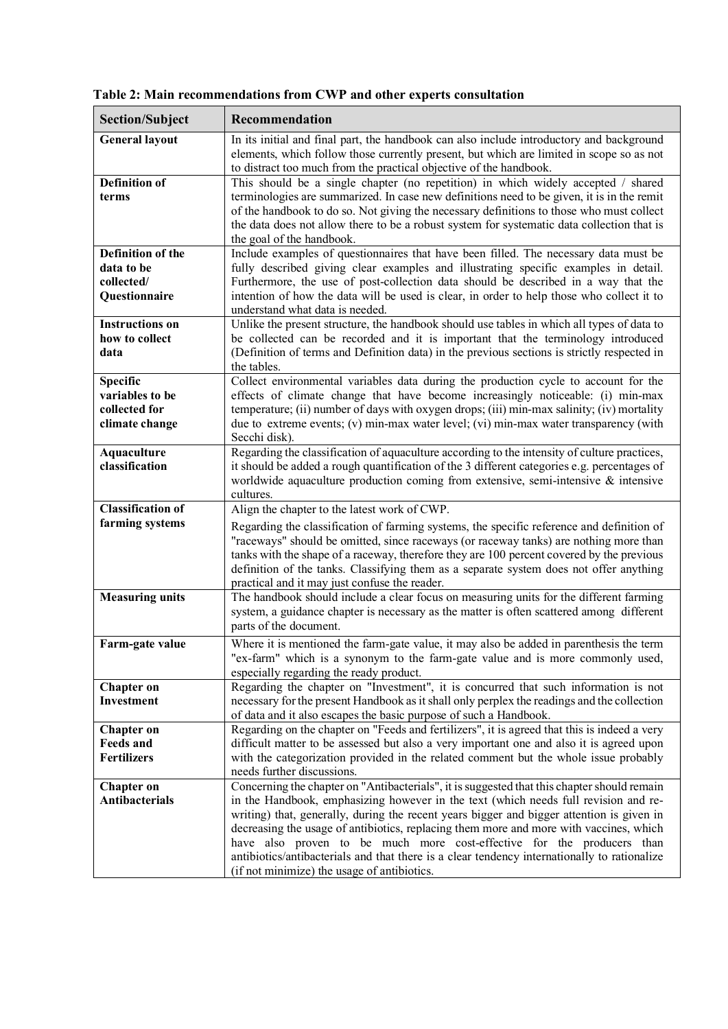**Table 2: Main recommendations from CWP and other experts consultation**

| Section/Subject | Recommendation |
|---|---|
| **General layout** | In its initial and final part, the handbook can also include introductory and background elements, which follow those currently present, but which are limited in scope so as not to distract too much from the practical objective of the handbook. |
| **Definition of terms** | This should be a single chapter (no repetition) in which widely accepted / shared terminologies are summarized. In case new definitions need to be given, it is in the remit of the handbook to do so. Not giving the necessary definitions to those who must collect the data does not allow there to be a robust system for systematic data collection that is the goal of the handbook. |
| **Definition of the data to be collected/ Questionnaire** | Include examples of questionnaires that have been filled. The necessary data must be fully described giving clear examples and illustrating specific examples in detail. Furthermore, the use of post-collection data should be described in a way that the intention of how the data will be used is clear, in order to help those who collect it to understand what data is needed. |
| **Instructions on how to collect data** | Unlike the present structure, the handbook should use tables in which all types of data to be collected can be recorded and it is important that the terminology introduced (Definition of terms and Definition data) in the previous sections is strictly respected in the tables. |
| **Specific variables to be collected for climate change** | Collect environmental variables data during the production cycle to account for the effects of climate change that have become increasingly noticeable: (i) min-max temperature; (ii) number of days with oxygen drops; (iii) min-max salinity; (iv) mortality due to extreme events; (v) min-max water level; (vi) min-max water transparency (with Secchi disk). |
| **Aquaculture classification** | Regarding the classification of aquaculture according to the intensity of culture practices, it should be added a rough quantification of the 3 different categories e.g. percentages of worldwide aquaculture production coming from extensive, semi-intensive & intensive cultures. |
| **Classification of farming systems** | Align the chapter to the latest work of CWP. Regarding the classification of farming systems, the specific reference and definition of "raceways" should be omitted, since raceways (or raceway tanks) are nothing more than tanks with the shape of a raceway, therefore they are 100 percent covered by the previous definition of the tanks. Classifying them as a separate system does not offer anything practical and it may just confuse the reader. |
| **Measuring units** | The handbook should include a clear focus on measuring units for the different farming system, a guidance chapter is necessary as the matter is often scattered among different parts of the document. |
| **Farm-gate value** | Where it is mentioned the farm-gate value, it may also be added in parenthesis the term "ex-farm" which is a synonym to the farm-gate value and is more commonly used, especially regarding the ready product. |
| **Chapter on Investment** | Regarding the chapter on "Investment", it is concurred that such information is not necessary for the present Handbook as it shall only perplex the readings and the collection of data and it also escapes the basic purpose of such a Handbook. |
| **Chapter on Feeds and Fertilizers** | Regarding on the chapter on "Feeds and fertilizers", it is agreed that this is indeed a very difficult matter to be assessed but also a very important one and also it is agreed upon with the categorization provided in the related comment but the whole issue probably needs further discussions. |
| **Chapter on Antibacterials** | Concerning the chapter on "Antibacterials", it is suggested that this chapter should remain in the Handbook, emphasizing however in the text (which needs full revision and re-writing) that, generally, during the recent years bigger and bigger attention is given in decreasing the usage of antibiotics, replacing them more and more with vaccines, which have also proven to be much more cost-effective for the producers than antibiotics/antibacterials and that there is a clear tendency internationally to rationalize (if not minimize) the usage of antibiotics. |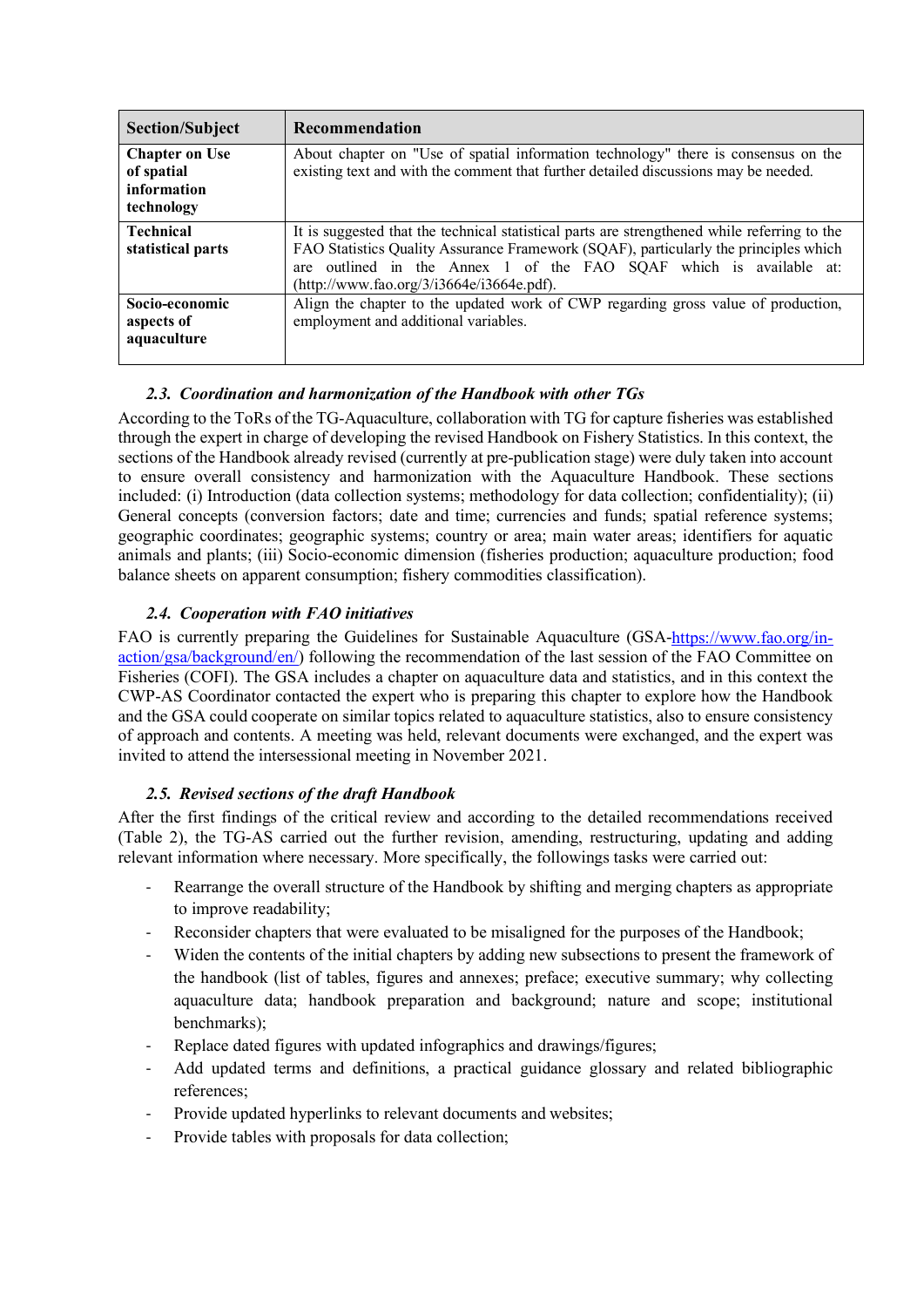| Section/Subject | Recommendation |
|---|---|
| **Chapter on Use of spatial information technology** | About chapter on "Use of spatial information technology" there is consensus on the existing text and with the comment that further detailed discussions may be needed. |
| **Technical statistical parts** | It is suggested that the technical statistical parts are strengthened while referring to the FAO Statistics Quality Assurance Framework (SQAF), particularly the principles which are outlined in the Annex 1 of the FAO SQAF which is available at: (http://www.fao.org/3/i3664e/i3664e.pdf). |
| **Socio-economic aspects of aquaculture** | Align the chapter to the updated work of CWP regarding gross value of production, employment and additional variables. |

### *2.3. Coordination and harmonization of the Handbook with other TGs*

According to the ToRs of the TG-Aquaculture, collaboration with TG for capture fisheries was established through the expert in charge of developing the revised Handbook on Fishery Statistics. In this context, the sections of the Handbook already revised (currently at pre-publication stage) were duly taken into account to ensure overall consistency and harmonization with the Aquaculture Handbook. These sections included: (i) Introduction (data collection systems; methodology for data collection; confidentiality); (ii) General concepts (conversion factors; date and time; currencies and funds; spatial reference systems; geographic coordinates; geographic systems; country or area; main water areas; identifiers for aquatic animals and plants; (iii) Socio-economic dimension (fisheries production; aquaculture production; food balance sheets on apparent consumption; fishery commodities classification).

### *2.4. Cooperation with FAO initiatives*

FAO is currently preparing the Guidelines for Sustainable Aquaculture (GSA-https://www.fao.org/in-action/gsa/background/en/) following the recommendation of the last session of the FAO Committee on Fisheries (COFI). The GSA includes a chapter on aquaculture data and statistics, and in this context the CWP-AS Coordinator contacted the expert who is preparing this chapter to explore how the Handbook and the GSA could cooperate on similar topics related to aquaculture statistics, also to ensure consistency of approach and contents. A meeting was held, relevant documents were exchanged, and the expert was invited to attend the intersessional meeting in November 2021.

### *2.5. Revised sections of the draft Handbook*

After the first findings of the critical review and according to the detailed recommendations received (Table 2), the TG-AS carried out the further revision, amending, restructuring, updating and adding relevant information where necessary. More specifically, the followings tasks were carried out:

- Rearrange the overall structure of the Handbook by shifting and merging chapters as appropriate to improve readability;
- Reconsider chapters that were evaluated to be misaligned for the purposes of the Handbook;
- Widen the contents of the initial chapters by adding new subsections to present the framework of the handbook (list of tables, figures and annexes; preface; executive summary; why collecting aquaculture data; handbook preparation and background; nature and scope; institutional benchmarks);
- Replace dated figures with updated infographics and drawings/figures;
- Add updated terms and definitions, a practical guidance glossary and related bibliographic references;
- Provide updated hyperlinks to relevant documents and websites;
- Provide tables with proposals for data collection;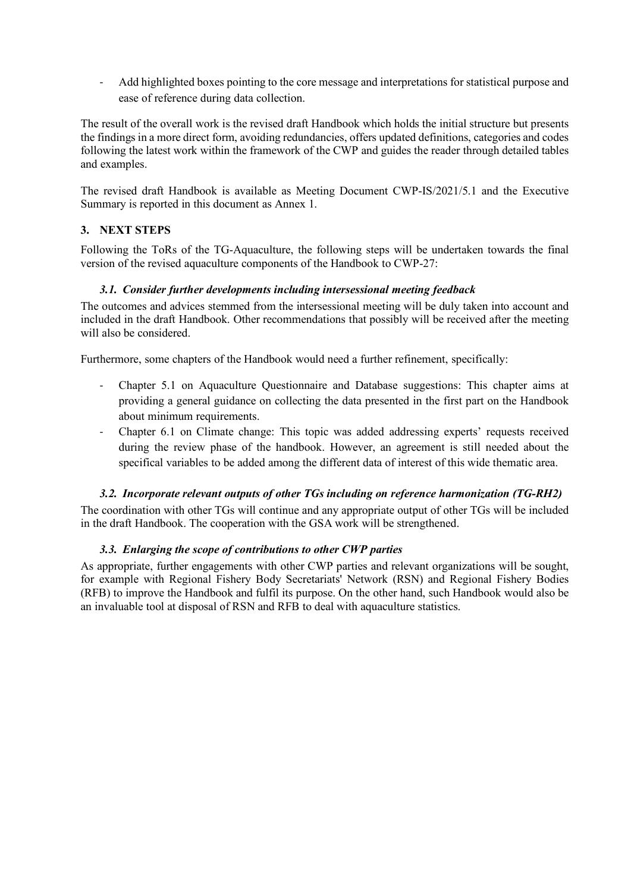- Add highlighted boxes pointing to the core message and interpretations for statistical purpose and ease of reference during data collection.

The result of the overall work is the revised draft Handbook which holds the initial structure but presents the findings in a more direct form, avoiding redundancies, offers updated definitions, categories and codes following the latest work within the framework of the CWP and guides the reader through detailed tables and examples.

The revised draft Handbook is available as Meeting Document CWP-IS/2021/5.1 and the Executive Summary is reported in this document as Annex 1.

## 3. NEXT STEPS

Following the ToRs of the TG-Aquaculture, the following steps will be undertaken towards the final version of the revised aquaculture components of the Handbook to CWP-27:

### *3.1. Consider further developments including intersessional meeting feedback*

The outcomes and advices stemmed from the intersessional meeting will be duly taken into account and included in the draft Handbook. Other recommendations that possibly will be received after the meeting will also be considered.

Furthermore, some chapters of the Handbook would need a further refinement, specifically:

- Chapter 5.1 on Aquaculture Questionnaire and Database suggestions: This chapter aims at providing a general guidance on collecting the data presented in the first part on the Handbook about minimum requirements.
- Chapter 6.1 on Climate change: This topic was added addressing experts' requests received during the review phase of the handbook. However, an agreement is still needed about the specifical variables to be added among the different data of interest of this wide thematic area.

### *3.2. Incorporate relevant outputs of other TGs including on reference harmonization (TG-RH2)*

The coordination with other TGs will continue and any appropriate output of other TGs will be included in the draft Handbook. The cooperation with the GSA work will be strengthened.

### *3.3. Enlarging the scope of contributions to other CWP parties*

As appropriate, further engagements with other CWP parties and relevant organizations will be sought, for example with Regional Fishery Body Secretariats' Network (RSN) and Regional Fishery Bodies (RFB) to improve the Handbook and fulfil its purpose. On the other hand, such Handbook would also be an invaluable tool at disposal of RSN and RFB to deal with aquaculture statistics.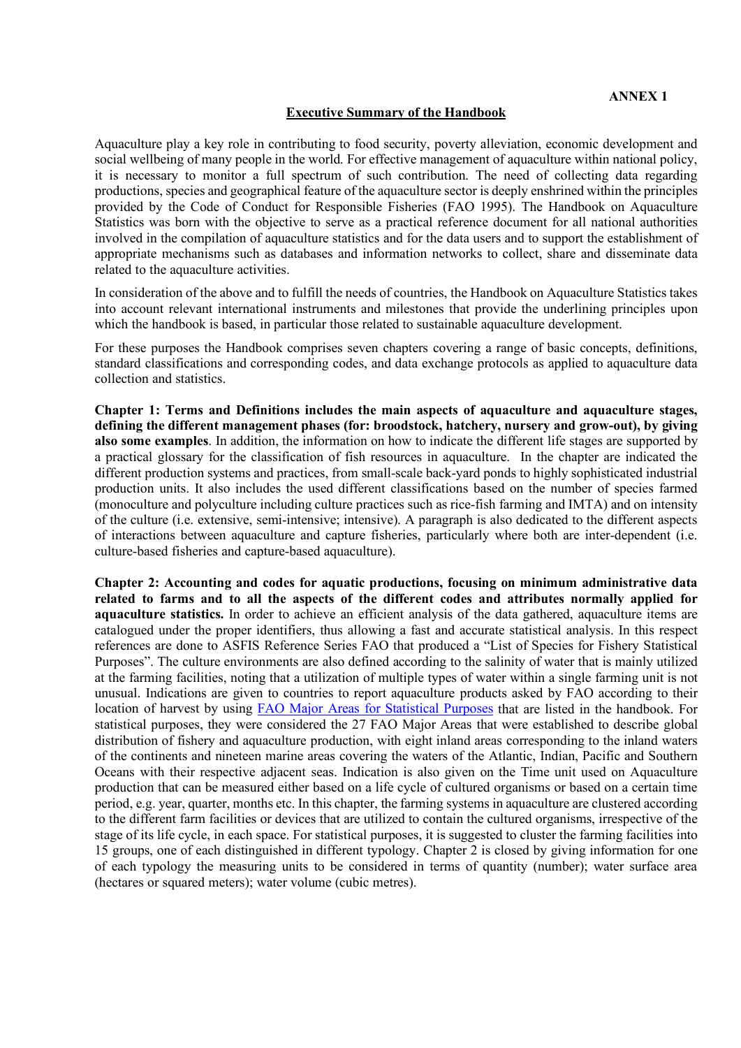**ANNEX 1**

## Executive Summary of the Handbook

Aquaculture play a key role in contributing to food security, poverty alleviation, economic development and social wellbeing of many people in the world. For effective management of aquaculture within national policy, it is necessary to monitor a full spectrum of such contribution. The need of collecting data regarding productions, species and geographical feature of the aquaculture sector is deeply enshrined within the principles provided by the Code of Conduct for Responsible Fisheries (FAO 1995). The Handbook on Aquaculture Statistics was born with the objective to serve as a practical reference document for all national authorities involved in the compilation of aquaculture statistics and for the data users and to support the establishment of appropriate mechanisms such as databases and information networks to collect, share and disseminate data related to the aquaculture activities.

In consideration of the above and to fulfill the needs of countries, the Handbook on Aquaculture Statistics takes into account relevant international instruments and milestones that provide the underlining principles upon which the handbook is based, in particular those related to sustainable aquaculture development.

For these purposes the Handbook comprises seven chapters covering a range of basic concepts, definitions, standard classifications and corresponding codes, and data exchange protocols as applied to aquaculture data collection and statistics.

**Chapter 1: Terms and Definitions includes the main aspects of aquaculture and aquaculture stages, defining the different management phases (for: broodstock, hatchery, nursery and grow-out), by giving also some examples**. In addition, the information on how to indicate the different life stages are supported by a practical glossary for the classification of fish resources in aquaculture. In the chapter are indicated the different production systems and practices, from small-scale back-yard ponds to highly sophisticated industrial production units. It also includes the used different classifications based on the number of species farmed (monoculture and polyculture including culture practices such as rice-fish farming and IMTA) and on intensity of the culture (i.e. extensive, semi-intensive; intensive). A paragraph is also dedicated to the different aspects of interactions between aquaculture and capture fisheries, particularly where both are inter-dependent (i.e. culture-based fisheries and capture-based aquaculture).

**Chapter 2: Accounting and codes for aquatic productions, focusing on minimum administrative data related to farms and to all the aspects of the different codes and attributes normally applied for aquaculture statistics.** In order to achieve an efficient analysis of the data gathered, aquaculture items are catalogued under the proper identifiers, thus allowing a fast and accurate statistical analysis. In this respect references are done to ASFIS Reference Series FAO that produced a "List of Species for Fishery Statistical Purposes". The culture environments are also defined according to the salinity of water that is mainly utilized at the farming facilities, noting that a utilization of multiple types of water within a single farming unit is not unusual. Indications are given to countries to report aquaculture products asked by FAO according to their location of harvest by using FAO Major Areas for Statistical Purposes that are listed in the handbook. For statistical purposes, they were considered the 27 FAO Major Areas that were established to describe global distribution of fishery and aquaculture production, with eight inland areas corresponding to the inland waters of the continents and nineteen marine areas covering the waters of the Atlantic, Indian, Pacific and Southern Oceans with their respective adjacent seas. Indication is also given on the Time unit used on Aquaculture production that can be measured either based on a life cycle of cultured organisms or based on a certain time period, e.g. year, quarter, months etc. In this chapter, the farming systems in aquaculture are clustered according to the different farm facilities or devices that are utilized to contain the cultured organisms, irrespective of the stage of its life cycle, in each space. For statistical purposes, it is suggested to cluster the farming facilities into 15 groups, one of each distinguished in different typology. Chapter 2 is closed by giving information for one of each typology the measuring units to be considered in terms of quantity (number); water surface area (hectares or squared meters); water volume (cubic metres).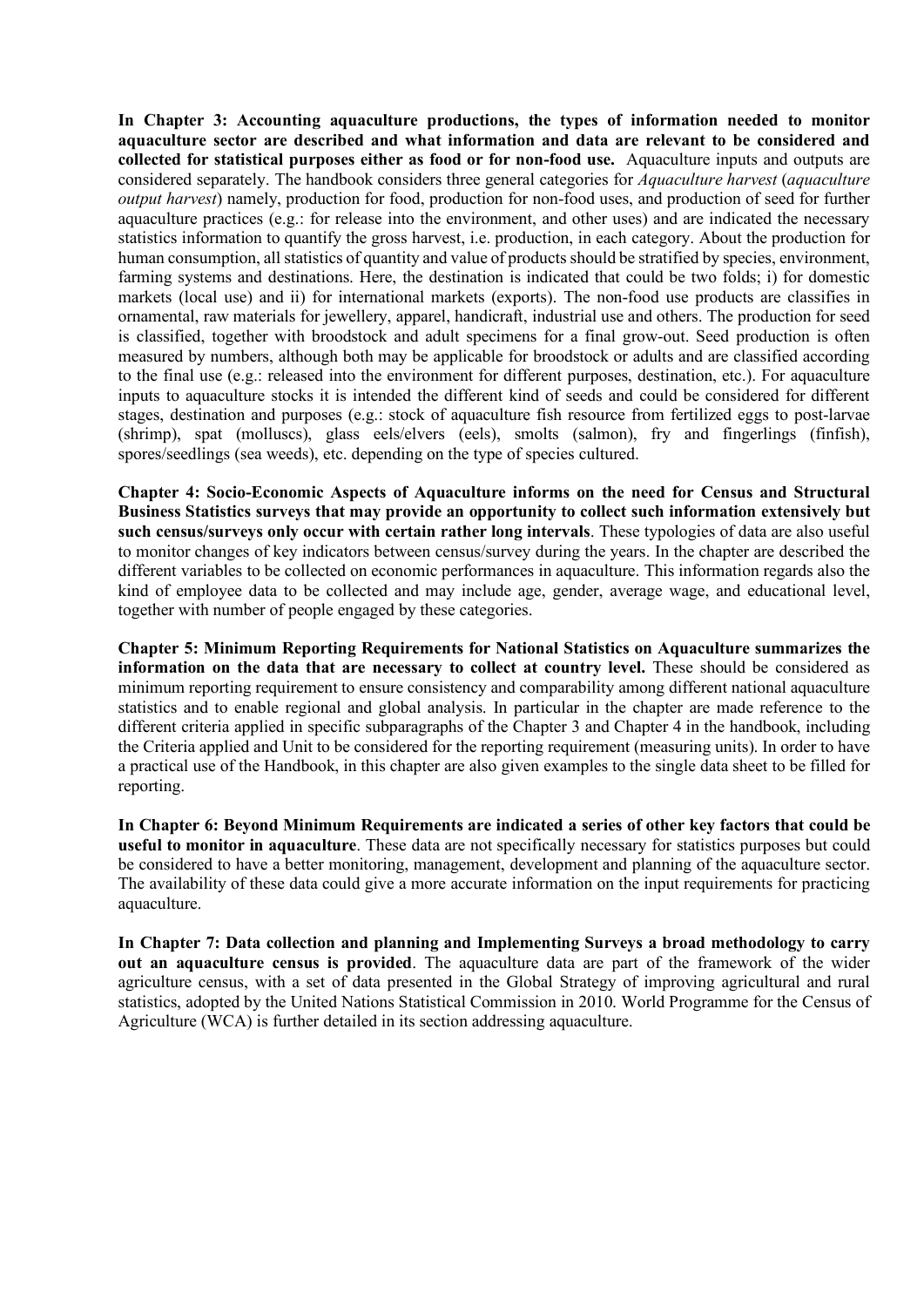**In Chapter 3: Accounting aquaculture productions, the types of information needed to monitor aquaculture sector are described and what information and data are relevant to be considered and collected for statistical purposes either as food or for non-food use.** Aquaculture inputs and outputs are considered separately. The handbook considers three general categories for *Aquaculture harvest* (*aquaculture output harvest*) namely, production for food, production for non-food uses, and production of seed for further aquaculture practices (e.g.: for release into the environment, and other uses) and are indicated the necessary statistics information to quantify the gross harvest, i.e. production, in each category. About the production for human consumption, all statistics of quantity and value of products should be stratified by species, environment, farming systems and destinations. Here, the destination is indicated that could be two folds; i) for domestic markets (local use) and ii) for international markets (exports). The non-food use products are classifies in ornamental, raw materials for jewellery, apparel, handicraft, industrial use and others. The production for seed is classified, together with broodstock and adult specimens for a final grow-out. Seed production is often measured by numbers, although both may be applicable for broodstock or adults and are classified according to the final use (e.g.: released into the environment for different purposes, destination, etc.). For aquaculture inputs to aquaculture stocks it is intended the different kind of seeds and could be considered for different stages, destination and purposes (e.g.: stock of aquaculture fish resource from fertilized eggs to post-larvae (shrimp), spat (molluscs), glass eels/elvers (eels), smolts (salmon), fry and fingerlings (finfish), spores/seedlings (sea weeds), etc. depending on the type of species cultured.

**Chapter 4: Socio-Economic Aspects of Aquaculture informs on the need for Census and Structural Business Statistics surveys that may provide an opportunity to collect such information extensively but such census/surveys only occur with certain rather long intervals**. These typologies of data are also useful to monitor changes of key indicators between census/survey during the years. In the chapter are described the different variables to be collected on economic performances in aquaculture. This information regards also the kind of employee data to be collected and may include age, gender, average wage, and educational level, together with number of people engaged by these categories.

**Chapter 5: Minimum Reporting Requirements for National Statistics on Aquaculture summarizes the information on the data that are necessary to collect at country level.** These should be considered as minimum reporting requirement to ensure consistency and comparability among different national aquaculture statistics and to enable regional and global analysis. In particular in the chapter are made reference to the different criteria applied in specific subparagraphs of the Chapter 3 and Chapter 4 in the handbook, including the Criteria applied and Unit to be considered for the reporting requirement (measuring units). In order to have a practical use of the Handbook, in this chapter are also given examples to the single data sheet to be filled for reporting.

**In Chapter 6: Beyond Minimum Requirements are indicated a series of other key factors that could be useful to monitor in aquaculture**. These data are not specifically necessary for statistics purposes but could be considered to have a better monitoring, management, development and planning of the aquaculture sector. The availability of these data could give a more accurate information on the input requirements for practicing aquaculture.

**In Chapter 7: Data collection and planning and Implementing Surveys a broad methodology to carry out an aquaculture census is provided**. The aquaculture data are part of the framework of the wider agriculture census, with a set of data presented in the Global Strategy of improving agricultural and rural statistics, adopted by the United Nations Statistical Commission in 2010. World Programme for the Census of Agriculture (WCA) is further detailed in its section addressing aquaculture.